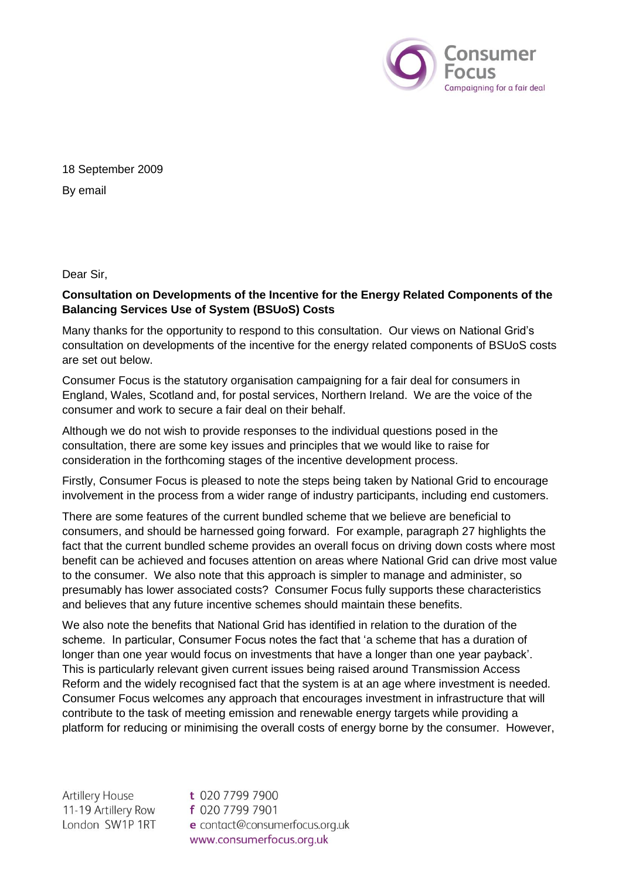18 September 2009

By email

Dear Sir,

**Consultation on Developments of the Incentive for the Energy Related Components of the Balancing Services Use of System (BSUoS) Costs**

Many thanks for the opportunity to respond to this consultation. Our views on National Grid's consultation on developments of the incentive for the energy related components of BSUoS costs are set out below.

Consumer Focus is the statutory organisation campaigning for a fair deal for consumers in England, Wales, Scotland and, for postal services, Northern Ireland. We are the voice of the consumer and work to secure a fair deal on their behalf.

Although we do not wish to provide responses to the individual questions posed in the consultation, there are some key issues and principles that we would like to raise for consideration in the forthcoming stages of the incentive development process.

Firstly, Consumer Focus is pleased to note the steps being taken by National Grid to encourage involvement in the process from a wider range of industry participants, including end customers.

There are some features of the current bundled scheme that we believe are beneficial to consumers, and should be harnessed going forward. For example, paragraph 27 highlights the fact that the current bundled scheme provides an overall focus on driving down costs where most benefit can be achieved and focuses attention on areas where National Grid can drive most value to the consumer. We also note that this approach is simpler to manage and administer, so presumably has lower associated costs? Consumer Focus fully supports these characteristics and believes that any future incentive schemes should maintain these benefits.

We also note the benefits that National Grid has identified in relation to the duration of the scheme. In particular, Consumer Focus notes the fact that 'a scheme that has a duration of longer than one year would focus on investments that have a longer than one year payback'. This is particularly relevant given current issues being raised around Transmission Access Reform and the widely recognised fact that the system is at an age where investment is needed. Consumer Focus welcomes any approach that encourages investment in infrastructure that will contribute to the task of meeting emission and renewable energy targets while providing a platform for reducing or minimising the overall costs of energy borne by the consumer. However,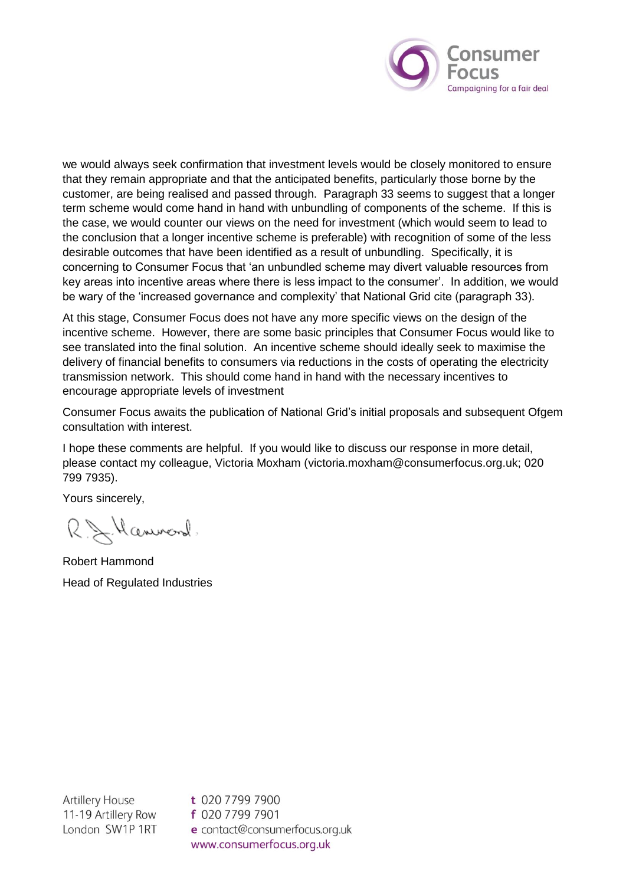we would always seek confirmation that investment levels would be closely monitored to ensure that they remain appropriate and that the anticipated benefits, particularly those borne by the customer, are being realised and passed through. Paragraph 33 seems to suggest that a longer term scheme would come hand in hand with unbundling of components of the scheme. If this is the case, we would counter our views on the need for investment (which would seem to lead to the conclusion that a longer incentive scheme is preferable) with recognition of some of the less desirable outcomes that have been identified as a result of unbundling. Specifically, it is concerning to Consumer Focus that 'an unbundled scheme may divert valuable resources from key areas into incentive areas where there is less impact to the consumer'. In addition, we would be wary of the 'increased governance and complexity' that National Grid cite (paragraph 33).

At this stage, Consumer Focus does not have any more specific views on the design of the incentive scheme. However, there are some basic principles that Consumer Focus would like to see translated into the final solution. An incentive scheme should ideally seek to maximise the delivery of financial benefits to consumers via reductions in the costs of operating the electricity transmission network. This should come hand in hand with the necessary incentives to encourage appropriate levels of investment

Consumer Focus awaits the publication of National Grid's initial proposals and subsequent Ofgem consultation with interest.

I hope these comments are helpful. If you would like to discuss our response in more detail, please contact my colleague, Victoria Moxham (victoria.moxham@consumerfocus.org.uk; 020 799 7935).

Yours sincerely,

Robert Hammond

Head of Regulated Industries

Artillery House
11-19 Artillery Row
London SW1P 1RT

t 020 7799 7900
f 020 7799 7901
e contact@consumerfocus.org.uk
www.consumerfocus.org.uk